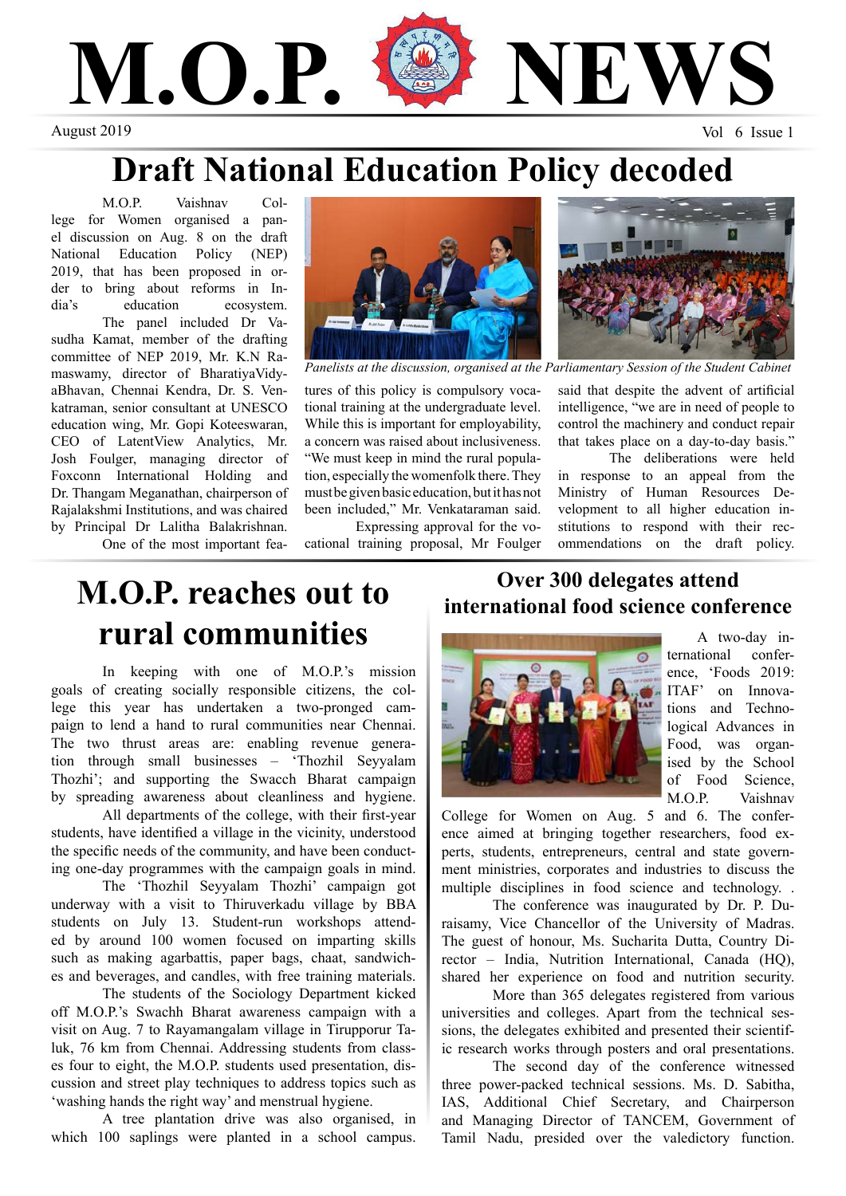# M.O.P. NEWS

August 2019

Vol 6 Issue 1

# Draft National Education Policy decoded

M.O.P. Vaishnav College for Women organised a panel discussion on Aug. 8 on the draft National Education Policy (NEP) 2019, that has been proposed in order to bring about reforms in India's education ecosystem.

The panel included Dr Vasudha Kamat, member of the drafting committee of NEP 2019, Mr. K.N Ramaswamy, director of BharatiyaVidyaBhavan, Chennai Kendra, Dr. S. Venkatraman, senior consultant at UNESCO education wing, Mr. Gopi Koteeswaran, CEO of LatentView Analytics, Mr. Josh Foulger, managing director of Foxconn International Holding and Dr. Thangam Meganathan, chairperson of Rajalakshmi Institutions, and was chaired by Principal Dr Lalitha Balakrishnan.

*Panelists at the discussion, organised at the Parliamentary Session of the Student Cabinet*

One of the most important features of this policy is compulsory vocational training at the undergraduate level. While this is important for employability, a concern was raised about inclusiveness. "We must keep in mind the rural population, especially the womenfolk there. They must be given basic education, but it has not been included," Mr. Venkataraman said.

Expressing approval for the vocational training proposal, Mr Foulger said that despite the advent of artificial intelligence, "we are in need of people to control the machinery and conduct repair that takes place on a day-to-day basis."

The deliberations were held in response to an appeal from the Ministry of Human Resources Development to all higher education institutions to respond with their recommendations on the draft policy.

# M.O.P. reaches out to rural communities

In keeping with one of M.O.P.'s mission goals of creating socially responsible citizens, the college this year has undertaken a two-pronged campaign to lend a hand to rural communities near Chennai. The two thrust areas are: enabling revenue generation through small businesses – 'Thozhil Seyyalam Thozhi'; and supporting the Swacch Bharat campaign by spreading awareness about cleanliness and hygiene.

All departments of the college, with their first-year students, have identified a village in the vicinity, understood the specific needs of the community, and have been conducting one-day programmes with the campaign goals in mind.

The 'Thozhil Seyyalam Thozhi' campaign got underway with a visit to Thiruverkadu village by BBA students on July 13. Student-run workshops attended by around 100 women focused on imparting skills such as making agarbattis, paper bags, chaat, sandwiches and beverages, and candles, with free training materials.

The students of the Sociology Department kicked off M.O.P.'s Swachh Bharat awareness campaign with a visit on Aug. 7 to Rayamangalam village in Tirupporur Taluk, 76 km from Chennai. Addressing students from classes four to eight, the M.O.P. students used presentation, discussion and street play techniques to address topics such as 'washing hands the right way' and menstrual hygiene.

A tree plantation drive was also organised, in which 100 saplings were planted in a school campus.

## Over 300 delegates attend international food science conference

A two-day international conference, 'Foods 2019: ITAF' on Innovations and Technological Advances in Food, was organised by the School of Food Science, M.O.P. Vaishnav College for Women on Aug. 5 and 6. The conference aimed at bringing together researchers, food experts, students, entrepreneurs, central and state government ministries, corporates and industries to discuss the multiple disciplines in food science and technology. .

The conference was inaugurated by Dr. P. Duraisamy, Vice Chancellor of the University of Madras. The guest of honour, Ms. Sucharita Dutta, Country Director – India, Nutrition International, Canada (HQ), shared her experience on food and nutrition security.

More than 365 delegates registered from various universities and colleges. Apart from the technical sessions, the delegates exhibited and presented their scientific research works through posters and oral presentations.

The second day of the conference witnessed three power-packed technical sessions. Ms. D. Sabitha, IAS, Additional Chief Secretary, and Chairperson and Managing Director of TANCEM, Government of Tamil Nadu, presided over the valedictory function.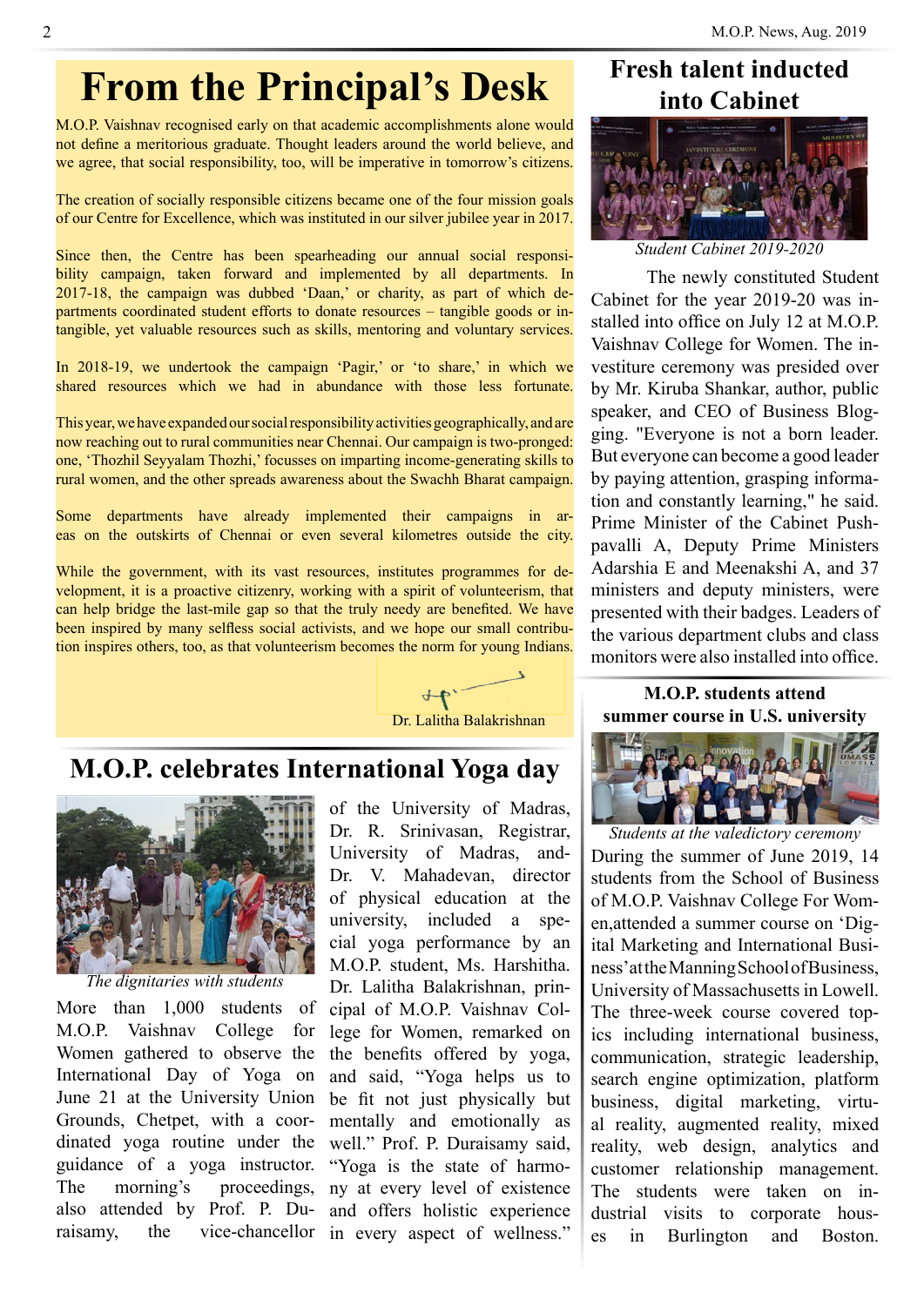# From the Principal's Desk

M.O.P. Vaishnav recognised early on that academic accomplishments alone would not define a meritorious graduate. Thought leaders around the world believe, and we agree, that social responsibility, too, will be imperative in tomorrow's citizens.

The creation of socially responsible citizens became one of the four mission goals of our Centre for Excellence, which was instituted in our silver jubilee year in 2017.

Since then, the Centre has been spearheading our annual social responsibility campaign, taken forward and implemented by all departments. In 2017-18, the campaign was dubbed 'Daan,' or charity, as part of which departments coordinated student efforts to donate resources – tangible goods or intangible, yet valuable resources such as skills, mentoring and voluntary services.

In 2018-19, we undertook the campaign 'Pagir,' or 'to share,' in which we shared resources which we had in abundance with those less fortunate.

This year, we have expanded our social responsibility activities geographically, and are now reaching out to rural communities near Chennai. Our campaign is two-pronged: one, 'Thozhil Seyyalam Thozhi,' focusses on imparting income-generating skills to rural women, and the other spreads awareness about the Swachh Bharat campaign.

Some departments have already implemented their campaigns in areas on the outskirts of Chennai or even several kilometres outside the city.

While the government, with its vast resources, institutes programmes for development, it is a proactive citizenry, working with a spirit of volunteerism, that can help bridge the last-mile gap so that the truly needy are benefited. We have been inspired by many selfless social activists, and we hope our small contribution inspires others, too, as that volunteerism becomes the norm for young Indians.

Dr. Lalitha Balakrishnan

## M.O.P. celebrates International Yoga day

The dignitaries with students

More than 1,000 students of M.O.P. Vaishnav College for Women gathered to observe the International Day of Yoga on June 21 at the University Union Grounds, Chetpet, with a coordinated yoga routine under the guidance of a yoga instructor. The morning's proceedings, also attended by Prof. P. Duraisamy, the vice-chancellor of the University of Madras, Dr. R. Srinivasan, Registrar, University of Madras, and Dr. V. Mahadevan, director of physical education at the university, included a special yoga performance by an M.O.P. student, Ms. Harshitha. Dr. Lalitha Balakrishnan, principal of M.O.P. Vaishnav College for Women, remarked on the benefits offered by yoga, and said, "Yoga helps us to be fit not just physically but mentally and emotionally as well." Prof. P. Duraisamy said, "Yoga is the state of harmony at every level of existence and offers holistic experience in every aspect of wellness."

## Fresh talent inducted into Cabinet

Student Cabinet 2019-2020

The newly constituted Student Cabinet for the year 2019-20 was installed into office on July 12 at M.O.P. Vaishnav College for Women. The investiture ceremony was presided over by Mr. Kiruba Shankar, author, public speaker, and CEO of Business Blogging. "Everyone is not a born leader. But everyone can become a good leader by paying attention, grasping information and constantly learning," he said. Prime Minister of the Cabinet Pushpavalli A, Deputy Prime Ministers Adarshia E and Meenakshi A, and 37 ministers and deputy ministers, were presented with their badges. Leaders of the various department clubs and class monitors were also installed into office.

## M.O.P. students attend summer course in U.S. university

Students at the valedictory ceremony

During the summer of June 2019, 14 students from the School of Business of M.O.P. Vaishnav College For Women,attended a summer course on 'Digital Marketing and International Business' at the Manning School of Business, University of Massachusetts in Lowell. The three-week course covered topics including international business, communication, strategic leadership, search engine optimization, platform business, digital marketing, virtual reality, augmented reality, mixed reality, web design, analytics and customer relationship management. The students were taken on industrial visits to corporate houses in Burlington and Boston.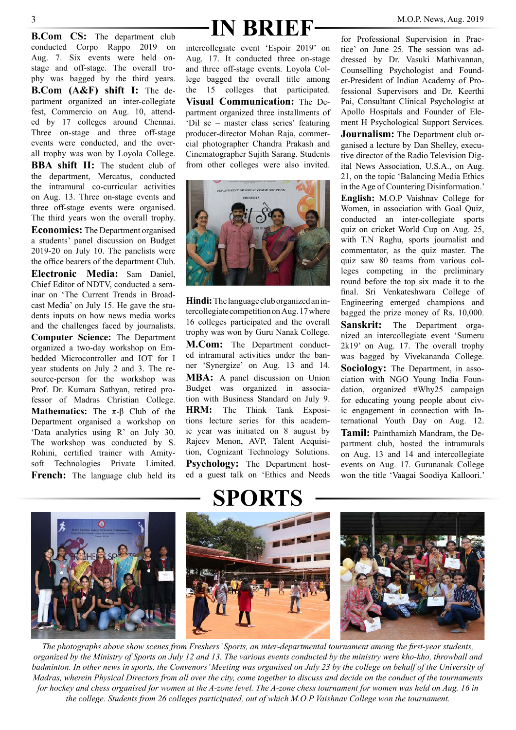# IN BRIEF

**B.Com CS:** The department club conducted Corpo Rappo 2019 on Aug. 7. Six events were held on-stage and off-stage. The overall trophy was bagged by the third years.

**B.Com (A&F) shift I:** The department organized an inter-collegiate fest, Commercio on Aug. 10, attended by 17 colleges around Chennai. Three on-stage and three off-stage events were conducted, and the overall trophy was won by Loyola College.

**BBA shift II:** The student club of the department, Mercatus, conducted the intramural co-curricular activities on Aug. 13. Three on-stage events and three off-stage events were organised. The third years won the overall trophy.

**Economics:** The Department organised a students' panel discussion on Budget 2019-20 on July 10. The panelists were the office bearers of the department Club.

**Electronic Media:** Sam Daniel, Chief Editor of NDTV, conducted a seminar on 'The Current Trends in Broadcast Media' on July 15. He gave the students inputs on how news media works and the challenges faced by journalists.

**Computer Science:** The Department organized a two-day workshop on Embedded Microcontroller and IOT for I year students on July 2 and 3. The resource-person for the workshop was Prof. Dr. Kumara Sathyan, retired professor of Madras Christian College.

**Mathematics:** The π-β Club of the Department organised a workshop on 'Data analytics using R' on July 30. The workshop was conducted by S. Rohini, certified trainer with Amitysoft Technologies Private Limited.

**French:** The language club held its intercollegiate event 'Espoir 2019' on Aug. 17. It conducted three on-stage and three off-stage events. Loyola College bagged the overall title among the 15 colleges that participated.

**Visual Communication:** The Department organized three installments of 'Dil se – master class series' featuring producer-director Mohan Raja, commercial photographer Chandra Prakash and Cinematographer Sujith Sarang. Students from other colleges were also invited.

**Hindi:** The language club organized an intercollegiate competition on Aug. 17 where 16 colleges participated and the overall trophy was won by Guru Nanak College.

**M.Com:** The Department conducted intramural activities under the banner 'Synergize' on Aug. 13 and 14.

**MBA:** A panel discussion on Union Budget was organized in association with Business Standard on July 9.

**HRM:** The Think Tank Expositions lecture series for this academic year was initiated on 8 august by Rajeev Menon, AVP, Talent Acquisition, Cognizant Technology Solutions.

**Psychology:** The Department hosted a guest talk on 'Ethics and Needs for Professional Supervision in Practice' on June 25. The session was addressed by Dr. Vasuki Mathivannan, Counselling Psychologist and Founder-President of Indian Academy of Professional Supervisors and Dr. Keerthi Pai, Consultant Clinical Psychologist at Apollo Hospitals and Founder of Element H Psychological Support Services.

**Journalism:** The Department club organised a lecture by Dan Shelley, executive director of the Radio Television Digital News Association, U.S.A., on Aug. 21, on the topic 'Balancing Media Ethics in the Age of Countering Disinformation.'

**English:** M.O.P Vaishnav College for Women, in association with Goal Quiz, conducted an inter-collegiate sports quiz on cricket World Cup on Aug. 25, with T.N Raghu, sports journalist and commentator, as the quiz master. The quiz saw 80 teams from various colleges competing in the preliminary round before the top six made it to the final. Sri Venkateshwara College of Engineering emerged champions and bagged the prize money of Rs. 10,000.

**Sanskrit:** The Department organized an intercollegiate event 'Sumeru 2k19' on Aug. 17. The overall trophy was bagged by Vivekananda College.

**Sociology:** The Department, in association with NGO Young India Foundation, organized #Why25 campaign for educating young people about civic engagement in connection with International Youth Day on Aug. 12.

**Tamil:** Painthamizh Mandram, the Department club, hosted the intramurals on Aug. 13 and 14 and intercollegiate events on Aug. 17. Gurunanak College won the title 'Vaagai Soodiya Kalloori.'

# SPORTS

*The photographs above show scenes from Freshers' Sports, an inter-departmental tournament among the first-year students, organized by the Ministry of Sports on July 12 and 13. The various events conducted by the ministry were kho-kho, throwball and badminton. In other news in sports, the Convenors' Meeting was organised on July 23 by the college on behalf of the University of Madras, wherein Physical Directors from all over the city, come together to discuss and decide on the conduct of the tournaments for hockey and chess organised for women at the A-zone level. The A-zone chess tournament for women was held on Aug. 16 in the college. Students from 26 colleges participated, out of which M.O.P Vaishnav College won the tournament.*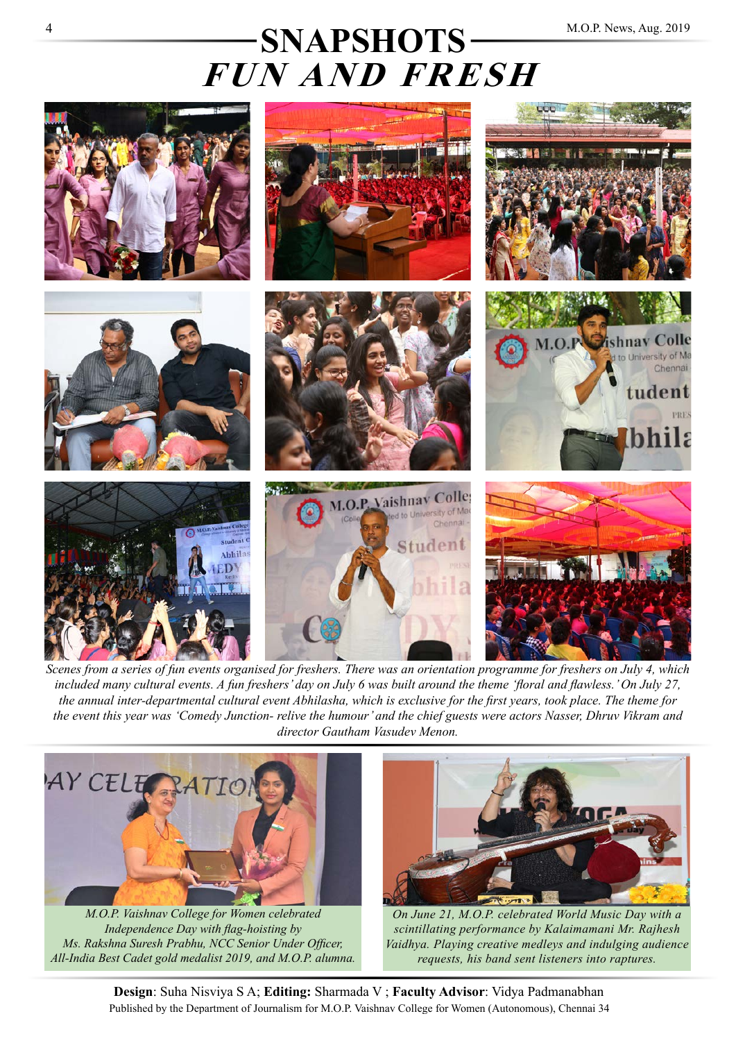# SNAPSHOTS

## *FUN AND FRESH*

*Scenes from a series of fun events organised for freshers. There was an orientation programme for freshers on July 4, which included many cultural events. A fun freshers' day on July 6 was built around the theme 'floral and flawless.' On July 27, the annual inter-departmental cultural event Abhilasha, which is exclusive for the first years, took place. The theme for the event this year was 'Comedy Junction- relive the humour' and the chief guests were actors Nasser, Dhruv Vikram and director Gautham Vasudev Menon.*

*M.O.P. Vaishnav College for Women celebrated Independence Day with flag-hoisting by Ms. Rakshna Suresh Prabhu, NCC Senior Under Officer, All-India Best Cadet gold medalist 2019, and M.O.P. alumna.*

*On June 21, M.O.P. celebrated World Music Day with a scintillating performance by Kalaimamani Mr. Rajhesh Vaidhya. Playing creative medleys and indulging audience requests, his band sent listeners into raptures.*

**Design**: Suha Nisviya S A; **Editing:** Sharmada V ; **Faculty Advisor**: Vidya Padmanabhan

Published by the Department of Journalism for M.O.P. Vaishnav College for Women (Autonomous), Chennai 34